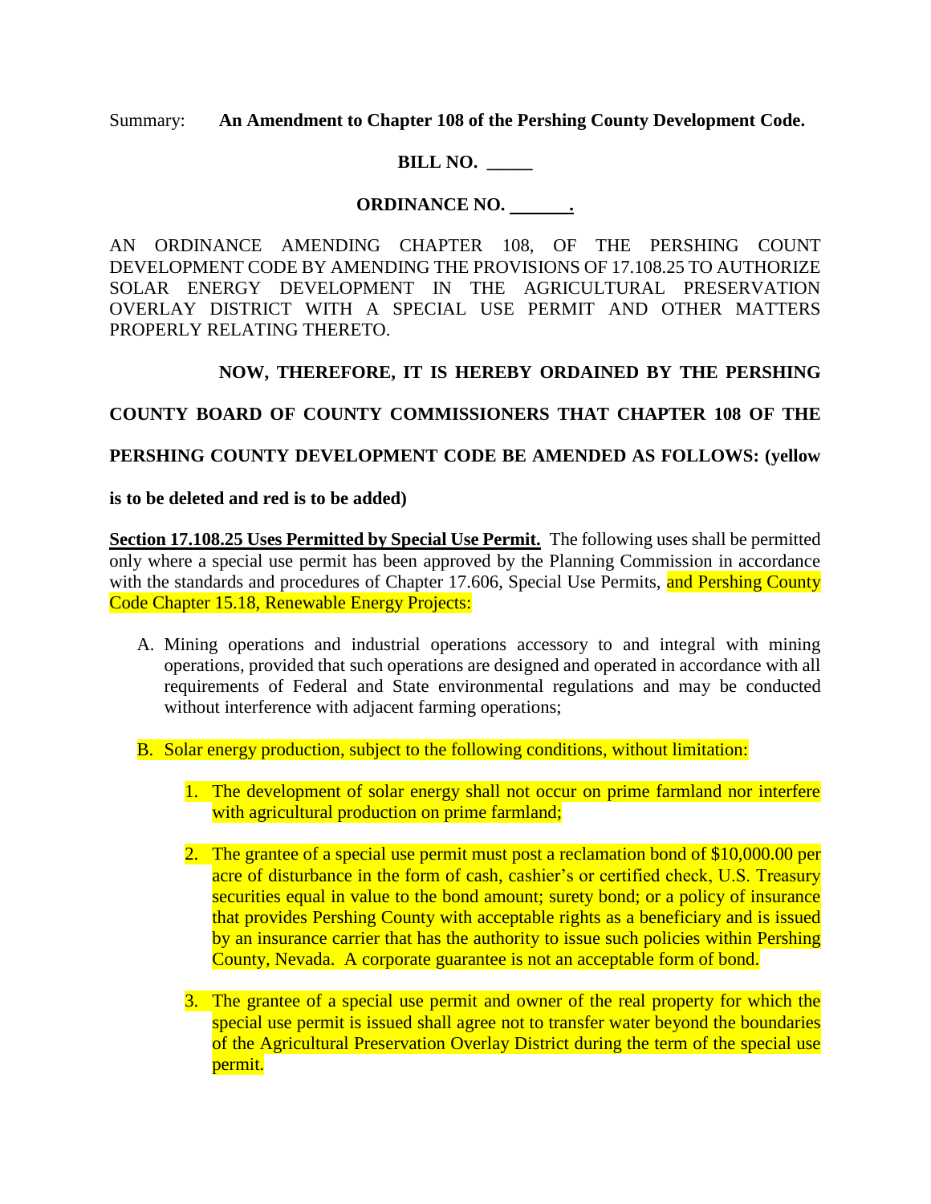Summary: **An Amendment to Chapter 108 of the Pershing County Development Code.**

**BILL NO. _____**

**ORDINANCE NO. _______.**

AN ORDINANCE AMENDING CHAPTER 108, OF THE PERSHING COUNT DEVELOPMENT CODE BY AMENDING THE PROVISIONS OF 17.108.25 TO AUTHORIZE SOLAR ENERGY DEVELOPMENT IN THE AGRICULTURAL PRESERVATION OVERLAY DISTRICT WITH A SPECIAL USE PERMIT AND OTHER MATTERS PROPERLY RELATING THERETO.

**NOW, THEREFORE, IT IS HEREBY ORDAINED BY THE PERSHING COUNTY BOARD OF COUNTY COMMISSIONERS THAT CHAPTER 108 OF THE PERSHING COUNTY DEVELOPMENT CODE BE AMENDED AS FOLLOWS: (yellow is to be deleted and red is to be added)**

**Section 17.108.25 Uses Permitted by Special Use Permit.** The following uses shall be permitted only where a special use permit has been approved by the Planning Commission in accordance with the standards and procedures of Chapter 17.606, Special Use Permits, and Pershing County Code Chapter 15.18, Renewable Energy Projects:

A. Mining operations and industrial operations accessory to and integral with mining operations, provided that such operations are designed and operated in accordance with all requirements of Federal and State environmental regulations and may be conducted without interference with adjacent farming operations;

B. Solar energy production, subject to the following conditions, without limitation:

1. The development of solar energy shall not occur on prime farmland nor interfere with agricultural production on prime farmland;

2. The grantee of a special use permit must post a reclamation bond of $10,000.00 per acre of disturbance in the form of cash, cashier's or certified check, U.S. Treasury securities equal in value to the bond amount; surety bond; or a policy of insurance that provides Pershing County with acceptable rights as a beneficiary and is issued by an insurance carrier that has the authority to issue such policies within Pershing County, Nevada. A corporate guarantee is not an acceptable form of bond.

3. The grantee of a special use permit and owner of the real property for which the special use permit is issued shall agree not to transfer water beyond the boundaries of the Agricultural Preservation Overlay District during the term of the special use permit.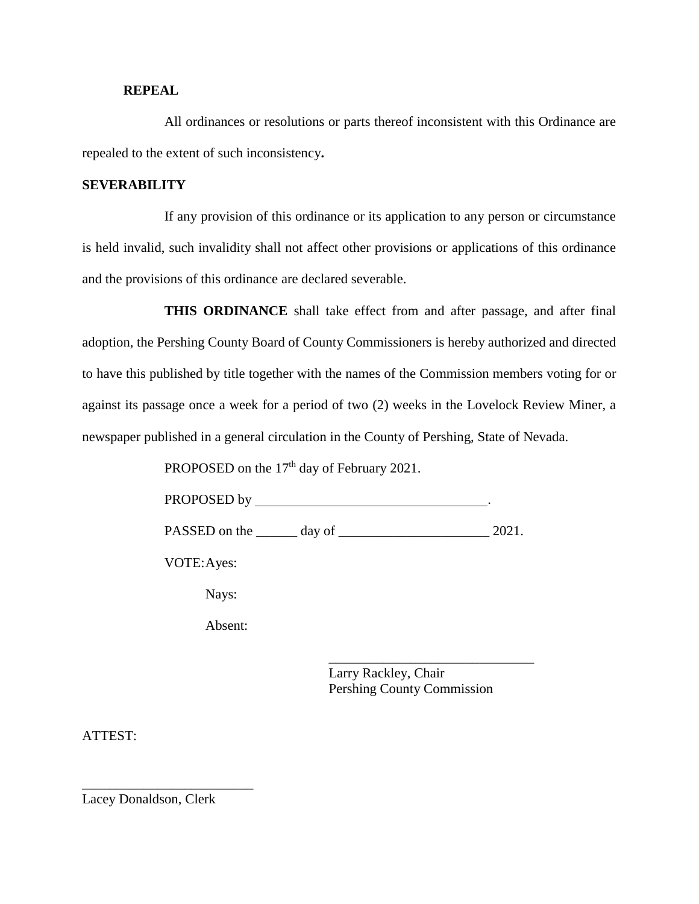**REPEAL**

All ordinances or resolutions or parts thereof inconsistent with this Ordinance are repealed to the extent of such inconsistency**.**

**SEVERABILITY**

If any provision of this ordinance or its application to any person or circumstance is held invalid, such invalidity shall not affect other provisions or applications of this ordinance and the provisions of this ordinance are declared severable.

**THIS ORDINANCE** shall take effect from and after passage, and after final adoption, the Pershing County Board of County Commissioners is hereby authorized and directed to have this published by title together with the names of the Commission members voting for or against its passage once a week for a period of two (2) weeks in the Lovelock Review Miner, a newspaper published in a general circulation in the County of Pershing, State of Nevada.

PROPOSED on the 17th day of February 2021.

PROPOSED by ___________________________________.

PASSED on the ______ day of ______________________ 2021.

VOTE: Ayes:

Nays:

Absent:

_______________________________
Larry Rackley, Chair
Pershing County Commission

ATTEST:

__________________________
Lacey Donaldson, Clerk